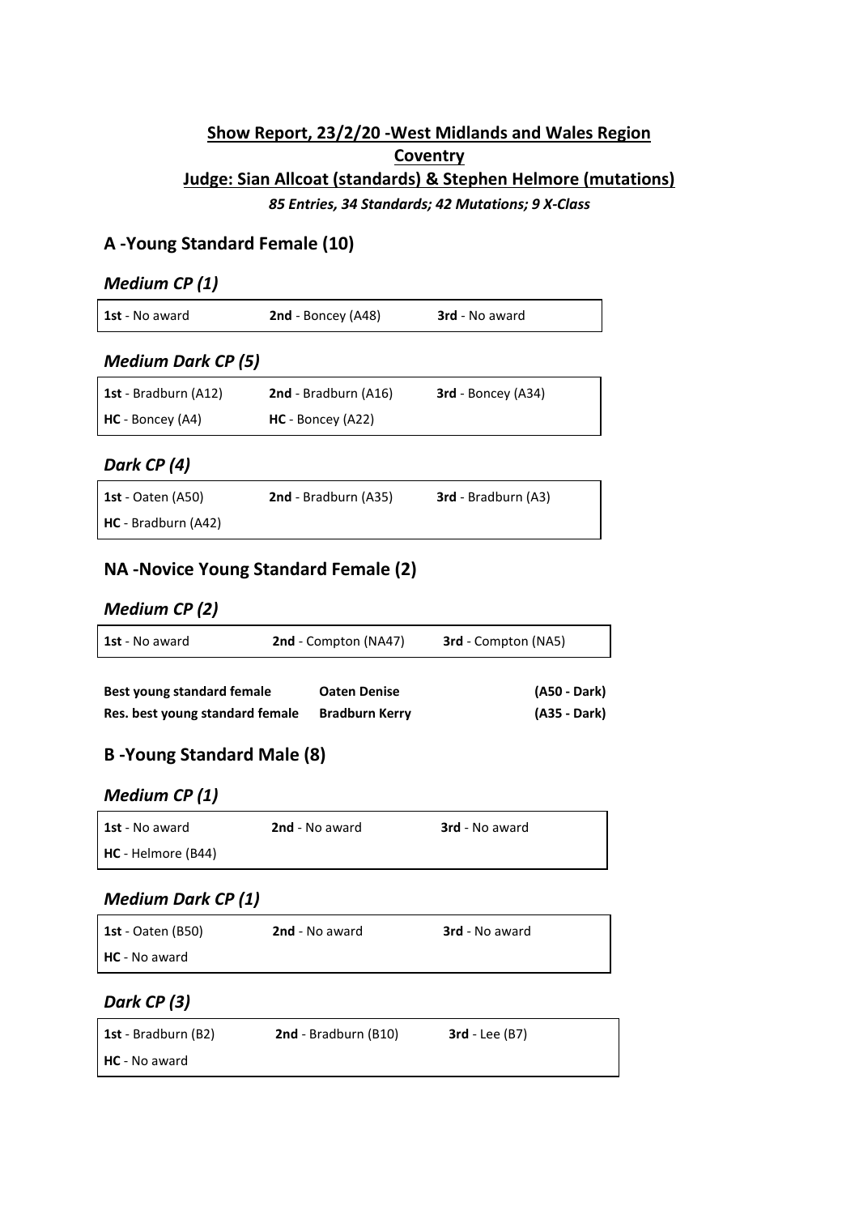## Show Report, 23/2/20 -West Midlands and Wales Region

## Coventry

## Judge: Sian Allcoat (standards) & Stephen Helmore (mutations)

***85 Entries, 34 Standards; 42 Mutations; 9 X-Class***

## A -Young Standard Female (10)

### *Medium CP (1)*

| | | |
|---|---|---|
| **1st** - No award | **2nd** - Boncey (A48) | **3rd** - No award |

### *Medium Dark CP (5)*

| | | |
|---|---|---|
| **1st** - Bradburn (A12) | **2nd** - Bradburn (A16) | **3rd** - Boncey (A34) |
| **HC** - Boncey (A4) | **HC** - Boncey (A22) | |

### *Dark CP (4)*

| | | |
|---|---|---|
| **1st** - Oaten (A50) | **2nd** - Bradburn (A35) | **3rd** - Bradburn (A3) |
| **HC** - Bradburn (A42) | | |

## NA -Novice Young Standard Female (2)

### *Medium CP (2)*

| | | |
|---|---|---|
| **1st** - No award | **2nd** - Compton (NA47) | **3rd** - Compton (NA5) |

| | | |
|---|---|---|
| **Best young standard female** | **Oaten Denise** | **(A50 - Dark)** |
| **Res. best young standard female** | **Bradburn Kerry** | **(A35 - Dark)** |

## B -Young Standard Male (8)

### *Medium CP (1)*

| | | |
|---|---|---|
| **1st** - No award | **2nd** - No award | **3rd** - No award |
| **HC** - Helmore (B44) | | |

### *Medium Dark CP (1)*

| | | |
|---|---|---|
| **1st** - Oaten (B50) | **2nd** - No award | **3rd** - No award |
| **HC** - No award | | |

### *Dark CP (3)*

| | | |
|---|---|---|
| **1st** - Bradburn (B2) | **2nd** - Bradburn (B10) | **3rd** - Lee (B7) |
| **HC** - No award | | |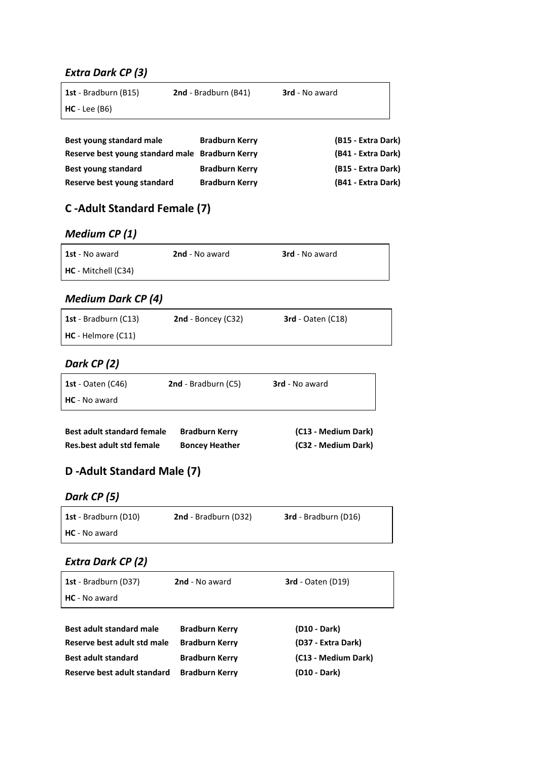### *Extra Dark CP (3)*

| **1st** - Bradburn (B15) | **2nd** - Bradburn (B41) | **3rd** - No award |
|---|---|---|
| **HC** - Lee (B6) | | |

| | | |
|---|---|---|
| **Best young standard male** | **Bradburn Kerry** | **(B15 - Extra Dark)** |
| **Reserve best young standard male** | **Bradburn Kerry** | **(B41 - Extra Dark)** |
| **Best young standard** | **Bradburn Kerry** | **(B15 - Extra Dark)** |
| **Reserve best young standard** | **Bradburn Kerry** | **(B41 - Extra Dark)** |

## C -Adult Standard Female (7)

### *Medium CP (1)*

| **1st** - No award | **2nd** - No award | **3rd** - No award |
|---|---|---|
| **HC** - Mitchell (C34) | | |

### *Medium Dark CP (4)*

| **1st** - Bradburn (C13) | **2nd** - Boncey (C32) | **3rd** - Oaten (C18) |
|---|---|---|
| **HC** - Helmore (C11) | | |

### *Dark CP (2)*

| **1st** - Oaten (C46) | **2nd** - Bradburn (C5) | **3rd** - No award |
|---|---|---|
| **HC** - No award | | |

| | | |
|---|---|---|
| **Best adult standard female** | **Bradburn Kerry** | **(C13 - Medium Dark)** |
| **Res.best adult std female** | **Boncey Heather** | **(C32 - Medium Dark)** |

## D -Adult Standard Male (7)

### *Dark CP (5)*

| **1st** - Bradburn (D10) | **2nd** - Bradburn (D32) | **3rd** - Bradburn (D16) |
|---|---|---|
| **HC** - No award | | |

### *Extra Dark CP (2)*

| **1st** - Bradburn (D37) | **2nd** - No award | **3rd** - Oaten (D19) |
|---|---|---|
| **HC** - No award | | |

| | | |
|---|---|---|
| **Best adult standard male** | **Bradburn Kerry** | **(D10 - Dark)** |
| **Reserve best adult std male** | **Bradburn Kerry** | **(D37 - Extra Dark)** |
| **Best adult standard** | **Bradburn Kerry** | **(C13 - Medium Dark)** |
| **Reserve best adult standard** | **Bradburn Kerry** | **(D10 - Dark)** |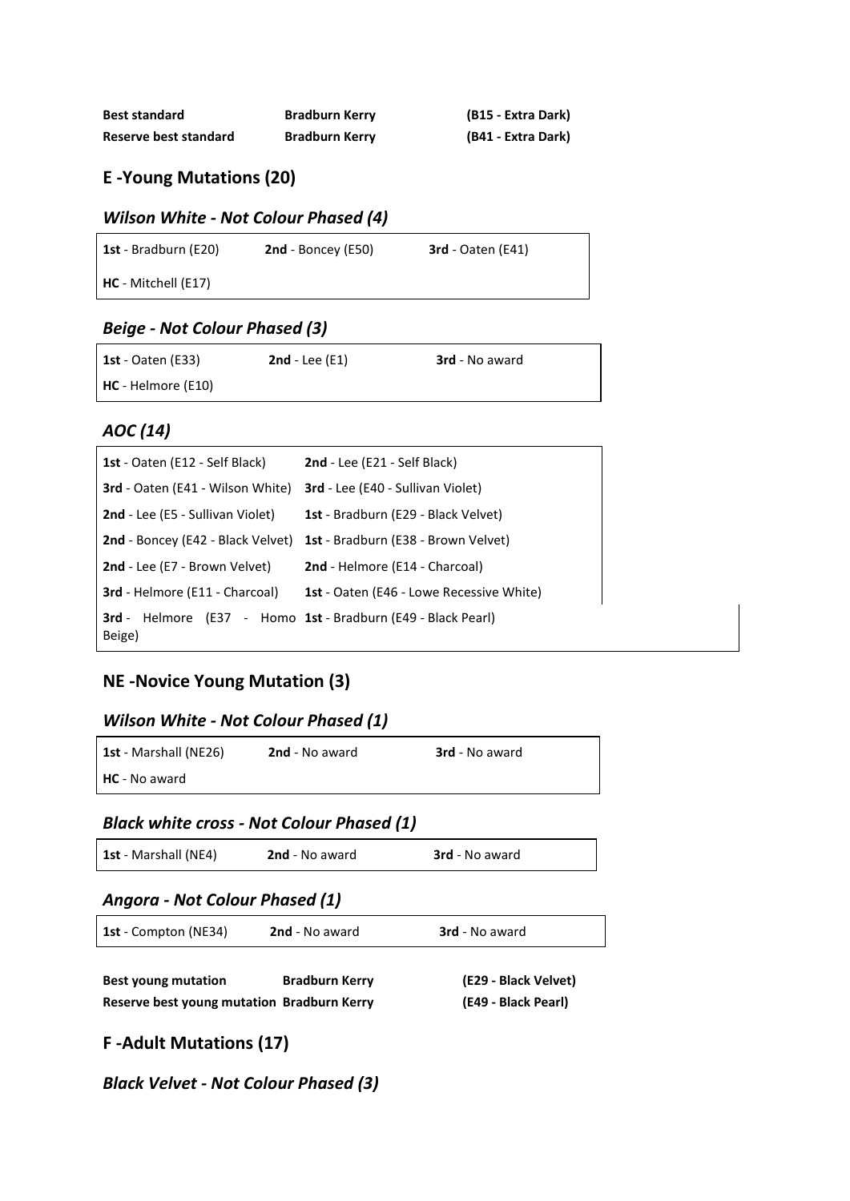| | | |
|---|---|---|
| **Best standard** | **Bradburn Kerry** | **(B15 - Extra Dark)** |
| **Reserve best standard** | **Bradburn Kerry** | **(B41 - Extra Dark)** |

## E -Young Mutations (20)

### *Wilson White - Not Colour Phased (4)*

| | | |
|---|---|---|
| **1st** - Bradburn (E20) | **2nd** - Boncey (E50) | **3rd** - Oaten (E41) |
| **HC** - Mitchell (E17) | | |

### *Beige - Not Colour Phased (3)*

| | | |
|---|---|---|
| **1st** - Oaten (E33) | **2nd** - Lee (E1) | **3rd** - No award |
| **HC** - Helmore (E10) | | |

### *AOC (14)*

| | |
|---|---|
| **1st** - Oaten (E12 - Self Black) | **2nd** - Lee (E21 - Self Black) |
| **3rd** - Oaten (E41 - Wilson White) | **3rd** - Lee (E40 - Sullivan Violet) |
| **2nd** - Lee (E5 - Sullivan Violet) | **1st** - Bradburn (E29 - Black Velvet) |
| **2nd** - Boncey (E42 - Black Velvet) | **1st** - Bradburn (E38 - Brown Velvet) |
| **2nd** - Lee (E7 - Brown Velvet) | **2nd** - Helmore (E14 - Charcoal) |
| **3rd** - Helmore (E11 - Charcoal) | **1st** - Oaten (E46 - Lowe Recessive White) |
| **3rd** - Helmore (E37 - Homo Beige) | **1st** - Bradburn (E49 - Black Pearl) |

## NE -Novice Young Mutation (3)

### *Wilson White - Not Colour Phased (1)*

| | | |
|---|---|---|
| **1st** - Marshall (NE26) | **2nd** - No award | **3rd** - No award |
| **HC** - No award | | |

### *Black white cross - Not Colour Phased (1)*

| | | |
|---|---|---|
| **1st** - Marshall (NE4) | **2nd** - No award | **3rd** - No award |

### *Angora - Not Colour Phased (1)*

| | | |
|---|---|---|
| **1st** - Compton (NE34) | **2nd** - No award | **3rd** - No award |

| | | |
|---|---|---|
| **Best young mutation** | **Bradburn Kerry** | **(E29 - Black Velvet)** |
| **Reserve best young mutation** | **Bradburn Kerry** | **(E49 - Black Pearl)** |

## F -Adult Mutations (17)

### *Black Velvet - Not Colour Phased (3)*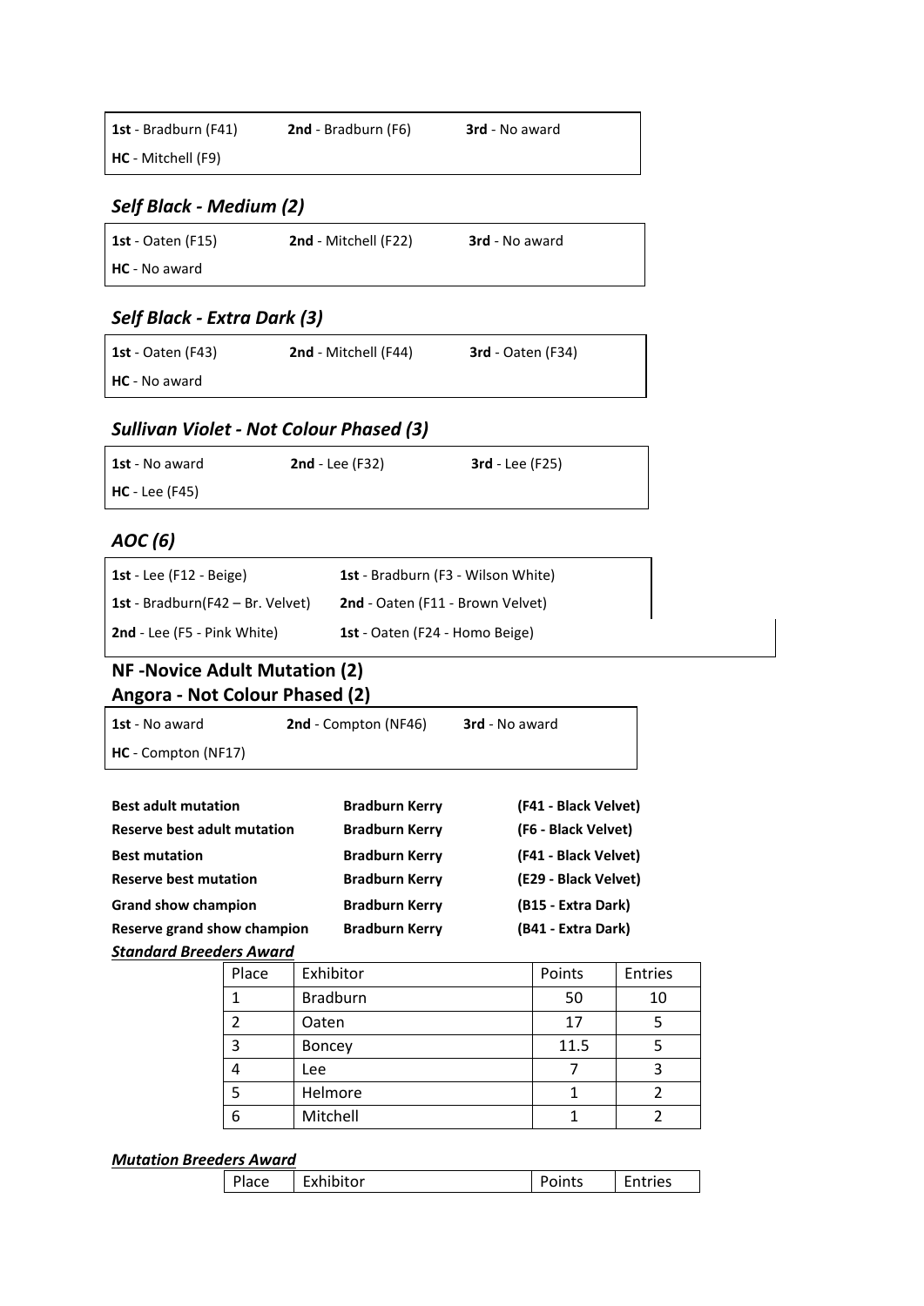| | | |
|---|---|---|
| **1st** - Bradburn (F41) | **2nd** - Bradburn (F6) | **3rd** - No award |
| **HC** - Mitchell (F9) | | |

### *Self Black - Medium (2)*

| | | |
|---|---|---|
| **1st** - Oaten (F15) | **2nd** - Mitchell (F22) | **3rd** - No award |
| **HC** - No award | | |

### *Self Black - Extra Dark (3)*

| | | |
|---|---|---|
| **1st** - Oaten (F43) | **2nd** - Mitchell (F44) | **3rd** - Oaten (F34) |
| **HC** - No award | | |

### *Sullivan Violet - Not Colour Phased (3)*

| | | |
|---|---|---|
| **1st** - No award | **2nd** - Lee (F32) | **3rd** - Lee (F25) |
| **HC** - Lee (F45) | | |

### *AOC (6)*

| | |
|---|---|
| **1st** - Lee (F12 - Beige) | **1st** - Bradburn (F3 - Wilson White) |
| **1st** - Bradburn(F42 – Br. Velvet) | **2nd** - Oaten (F11 - Brown Velvet) |
| **2nd** - Lee (F5 - Pink White) | **1st** - Oaten (F24 - Homo Beige) |

## NF -Novice Adult Mutation (2)

## Angora - Not Colour Phased (2)

| | | |
|---|---|---|
| **1st** - No award | **2nd** - Compton (NF46) | **3rd** - No award |
| **HC** - Compton (NF17) | | |

| | | |
|---|---|---|
| **Best adult mutation** | **Bradburn Kerry** | **(F41 - Black Velvet)** |
| **Reserve best adult mutation** | **Bradburn Kerry** | **(F6 - Black Velvet)** |
| **Best mutation** | **Bradburn Kerry** | **(F41 - Black Velvet)** |
| **Reserve best mutation** | **Bradburn Kerry** | **(E29 - Black Velvet)** |
| **Grand show champion** | **Bradburn Kerry** | **(B15 - Extra Dark)** |
| **Reserve grand show champion** | **Bradburn Kerry** | **(B41 - Extra Dark)** |

***Standard Breeders Award***

| Place | Exhibitor | Points | Entries |
|---|---|---|---|
| 1 | Bradburn | 50 | 10 |
| 2 | Oaten | 17 | 5 |
| 3 | Boncey | 11.5 | 5 |
| 4 | Lee | 7 | 3 |
| 5 | Helmore | 1 | 2 |
| 6 | Mitchell | 1 | 2 |

***Mutation Breeders Award***

| Place | Exhibitor | Points | Entries |
|---|---|---|---|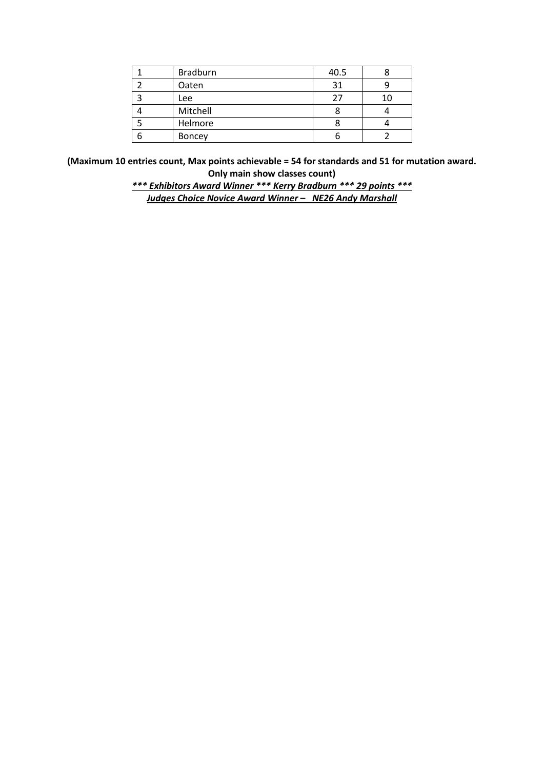| | | | |
|---|---|---|---|
| 1 | Bradburn | 40.5 | 8 |
| 2 | Oaten | 31 | 9 |
| 3 | Lee | 27 | 10 |
| 4 | Mitchell | 8 | 4 |
| 5 | Helmore | 8 | 4 |
| 6 | Boncey | 6 | 2 |

**(Maximum 10 entries count, Max points achievable = 54 for standards and 51 for mutation award. Only main show classes count)**

***\*\*\* Exhibitors Award Winner \*\*\* Kerry Bradburn \*\*\* 29 points \*\*\****

***Judges Choice Novice Award Winner – NE26 Andy Marshall***